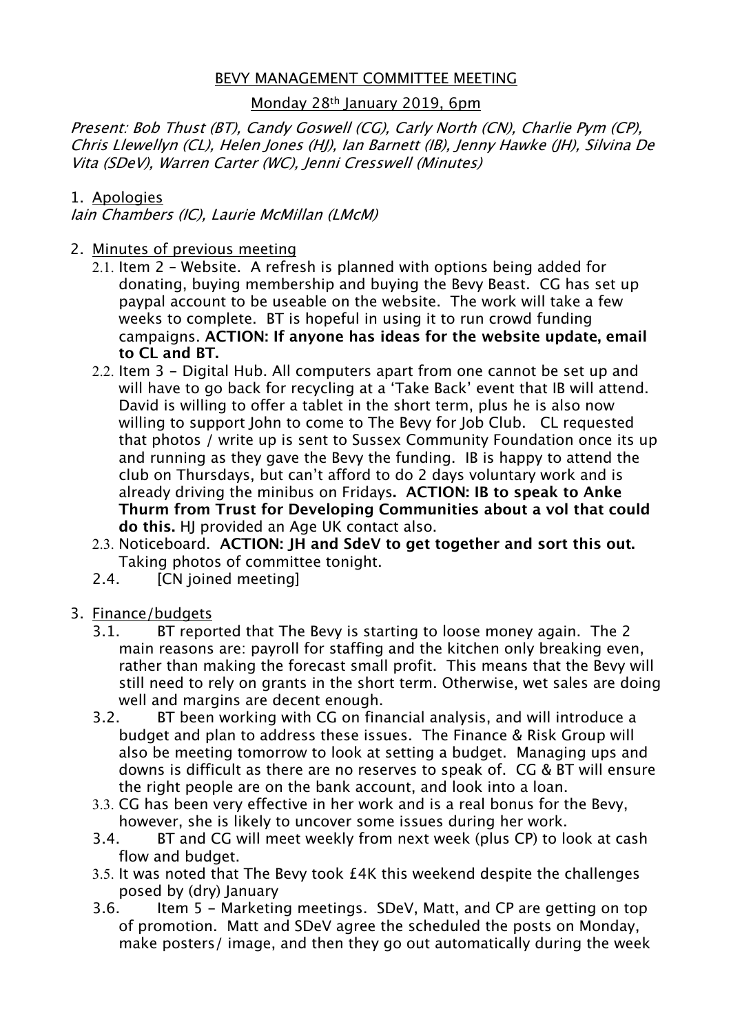BEVY MANAGEMENT COMMITTEE MEETING

Monday 28th January 2019, 6pm

*Present: Bob Thust (BT), Candy Goswell (CG), Carly North (CN), Charlie Pym (CP), Chris Llewellyn (CL), Helen Jones (HJ), Ian Barnett (IB), Jenny Hawke (JH), Silvina De Vita (SDeV), Warren Carter (WC), Jenni Cresswell (Minutes)*

1. Apologies

*Iain Chambers (IC), Laurie McMillan (LMcM)*

2. Minutes of previous meeting
   - 2.1. Item 2 – Website. A refresh is planned with options being added for donating, buying membership and buying the Bevy Beast. CG has set up paypal account to be useable on the website. The work will take a few weeks to complete. BT is hopeful in using it to run crowd funding campaigns. **ACTION: If anyone has ideas for the website update, email to CL and BT.**
   - 2.2. Item 3 – Digital Hub. All computers apart from one cannot be set up and will have to go back for recycling at a 'Take Back' event that IB will attend. David is willing to offer a tablet in the short term, plus he is also now willing to support John to come to The Bevy for Job Club. CL requested that photos / write up is sent to Sussex Community Foundation once its up and running as they gave the Bevy the funding. IB is happy to attend the club on Thursdays, but can't afford to do 2 days voluntary work and is already driving the minibus on Fridays. **ACTION: IB to speak to Anke Thurm from Trust for Developing Communities about a vol that could do this.** HJ provided an Age UK contact also.
   - 2.3. Noticeboard. **ACTION: JH and SdeV to get together and sort this out.** Taking photos of committee tonight.
   - 2.4. [CN joined meeting]

3. Finance/budgets
   - 3.1. BT reported that The Bevy is starting to loose money again. The 2 main reasons are: payroll for staffing and the kitchen only breaking even, rather than making the forecast small profit. This means that the Bevy will still need to rely on grants in the short term. Otherwise, wet sales are doing well and margins are decent enough.
   - 3.2. BT been working with CG on financial analysis, and will introduce a budget and plan to address these issues. The Finance & Risk Group will also be meeting tomorrow to look at setting a budget. Managing ups and downs is difficult as there are no reserves to speak of. CG & BT will ensure the right people are on the bank account, and look into a loan.
   - 3.3. CG has been very effective in her work and is a real bonus for the Bevy, however, she is likely to uncover some issues during her work.
   - 3.4. BT and CG will meet weekly from next week (plus CP) to look at cash flow and budget.
   - 3.5. It was noted that The Bevy took £4K this weekend despite the challenges posed by (dry) January
   - 3.6. Item 5 – Marketing meetings. SDeV, Matt, and CP are getting on top of promotion. Matt and SDeV agree the scheduled the posts on Monday, make posters/ image, and then they go out automatically during the week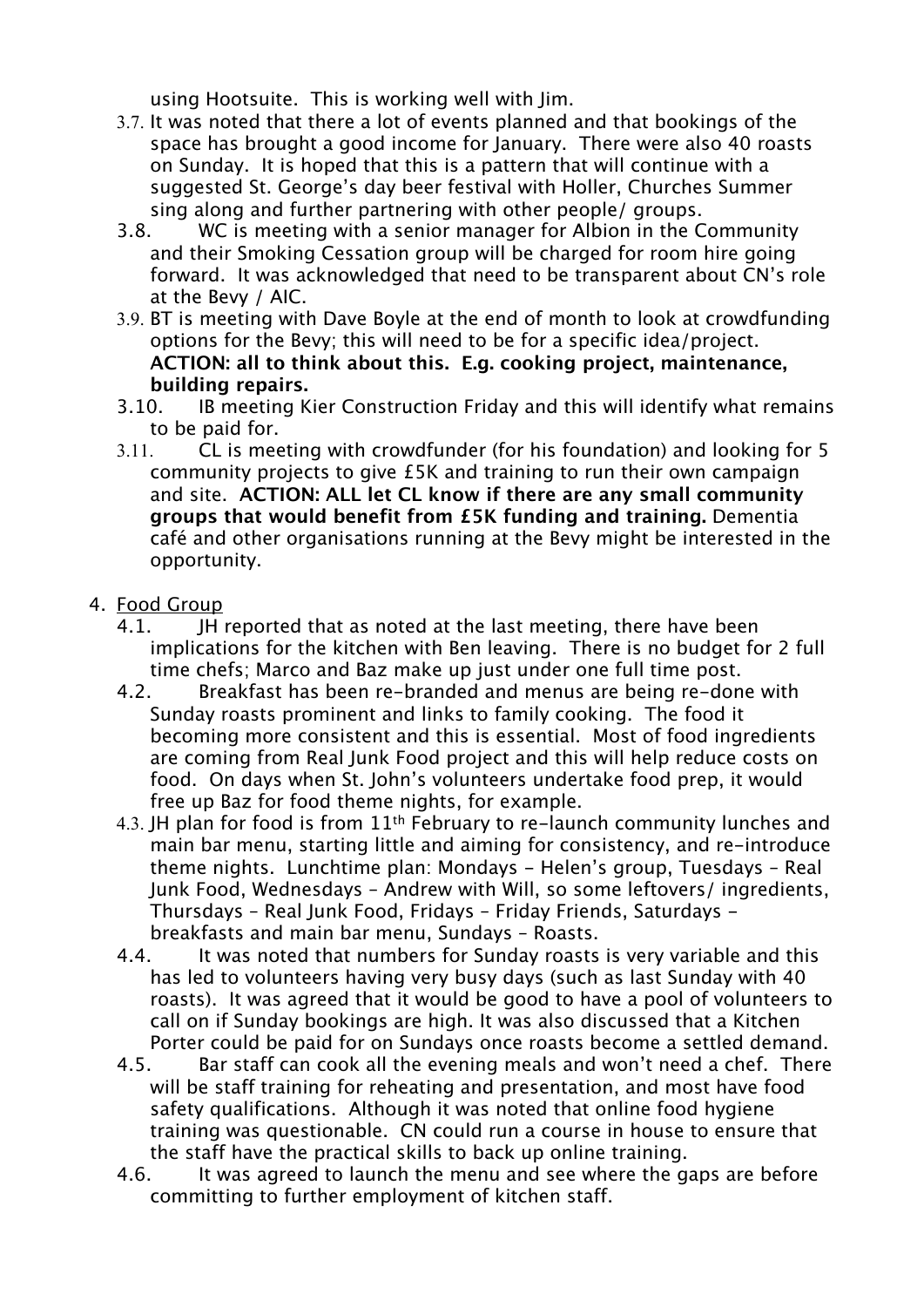using Hootsuite. This is working well with Jim.

- 3.7. It was noted that there a lot of events planned and that bookings of the space has brought a good income for January. There were also 40 roasts on Sunday. It is hoped that this is a pattern that will continue with a suggested St. George's day beer festival with Holler, Churches Summer sing along and further partnering with other people/ groups.
- 3.8. WC is meeting with a senior manager for Albion in the Community and their Smoking Cessation group will be charged for room hire going forward. It was acknowledged that need to be transparent about CN's role at the Bevy / AIC.
- 3.9. BT is meeting with Dave Boyle at the end of month to look at crowdfunding options for the Bevy; this will need to be for a specific idea/project. **ACTION: all to think about this. E.g. cooking project, maintenance, building repairs.**
- 3.10. IB meeting Kier Construction Friday and this will identify what remains to be paid for.
- 3.11. CL is meeting with crowdfunder (for his foundation) and looking for 5 community projects to give £5K and training to run their own campaign and site. **ACTION: ALL let CL know if there are any small community groups that would benefit from £5K funding and training.** Dementia café and other organisations running at the Bevy might be interested in the opportunity.

4. Food Group

- 4.1. JH reported that as noted at the last meeting, there have been implications for the kitchen with Ben leaving. There is no budget for 2 full time chefs; Marco and Baz make up just under one full time post.
- 4.2. Breakfast has been re-branded and menus are being re-done with Sunday roasts prominent and links to family cooking. The food it becoming more consistent and this is essential. Most of food ingredients are coming from Real Junk Food project and this will help reduce costs on food. On days when St. John's volunteers undertake food prep, it would free up Baz for food theme nights, for example.
- 4.3. JH plan for food is from 11th February to re-launch community lunches and main bar menu, starting little and aiming for consistency, and re-introduce theme nights. Lunchtime plan: Mondays – Helen's group, Tuesdays – Real Junk Food, Wednesdays – Andrew with Will, so some leftovers/ ingredients, Thursdays – Real Junk Food, Fridays – Friday Friends, Saturdays – breakfasts and main bar menu, Sundays – Roasts.
- 4.4. It was noted that numbers for Sunday roasts is very variable and this has led to volunteers having very busy days (such as last Sunday with 40 roasts). It was agreed that it would be good to have a pool of volunteers to call on if Sunday bookings are high. It was also discussed that a Kitchen Porter could be paid for on Sundays once roasts become a settled demand.
- 4.5. Bar staff can cook all the evening meals and won't need a chef. There will be staff training for reheating and presentation, and most have food safety qualifications. Although it was noted that online food hygiene training was questionable. CN could run a course in house to ensure that the staff have the practical skills to back up online training.
- 4.6. It was agreed to launch the menu and see where the gaps are before committing to further employment of kitchen staff.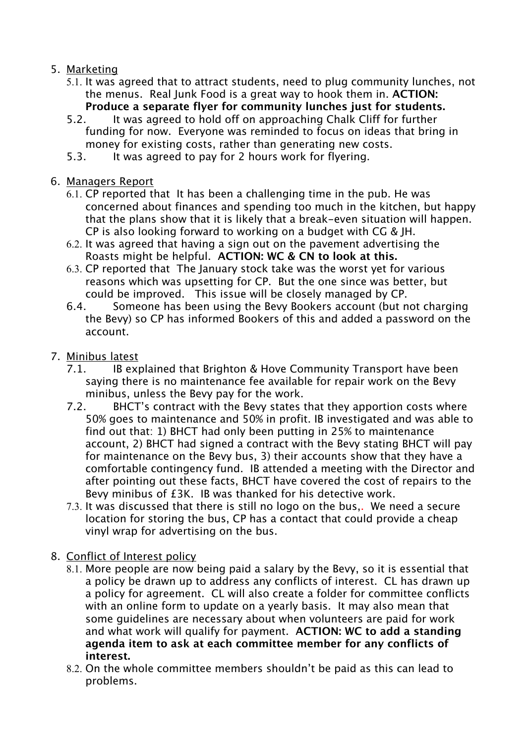5. Marketing
    5.1. It was agreed that to attract students, need to plug community lunches, not the menus. Real Junk Food is a great way to hook them in. **ACTION: Produce a separate flyer for community lunches just for students.**
    5.2. It was agreed to hold off on approaching Chalk Cliff for further funding for now. Everyone was reminded to focus on ideas that bring in money for existing costs, rather than generating new costs.
    5.3. It was agreed to pay for 2 hours work for flyering.

6. Managers Report
    6.1. CP reported that It has been a challenging time in the pub. He was concerned about finances and spending too much in the kitchen, but happy that the plans show that it is likely that a break-even situation will happen. CP is also looking forward to working on a budget with CG & JH.
    6.2. It was agreed that having a sign out on the pavement advertising the Roasts might be helpful. **ACTION: WC & CN to look at this.**
    6.3. CP reported that The January stock take was the worst yet for various reasons which was upsetting for CP. But the one since was better, but could be improved. This issue will be closely managed by CP.
    6.4. Someone has been using the Bevy Bookers account (but not charging the Bevy) so CP has informed Bookers of this and added a password on the account.

7. Minibus latest
    7.1. IB explained that Brighton & Hove Community Transport have been saying there is no maintenance fee available for repair work on the Bevy minibus, unless the Bevy pay for the work.
    7.2. BHCT's contract with the Bevy states that they apportion costs where 50% goes to maintenance and 50% in profit. IB investigated and was able to find out that: 1) BHCT had only been putting in 25% to maintenance account, 2) BHCT had signed a contract with the Bevy stating BHCT will pay for maintenance on the Bevy bus, 3) their accounts show that they have a comfortable contingency fund. IB attended a meeting with the Director and after pointing out these facts, BHCT have covered the cost of repairs to the Bevy minibus of £3K. IB was thanked for his detective work.
    7.3. It was discussed that there is still no logo on the bus,. We need a secure location for storing the bus, CP has a contact that could provide a cheap vinyl wrap for advertising on the bus.

8. Conflict of Interest policy
    8.1. More people are now being paid a salary by the Bevy, so it is essential that a policy be drawn up to address any conflicts of interest. CL has drawn up a policy for agreement. CL will also create a folder for committee conflicts with an online form to update on a yearly basis. It may also mean that some guidelines are necessary about when volunteers are paid for work and what work will qualify for payment. **ACTION: WC to add a standing agenda item to ask at each committee member for any conflicts of interest.**
    8.2. On the whole committee members shouldn't be paid as this can lead to problems.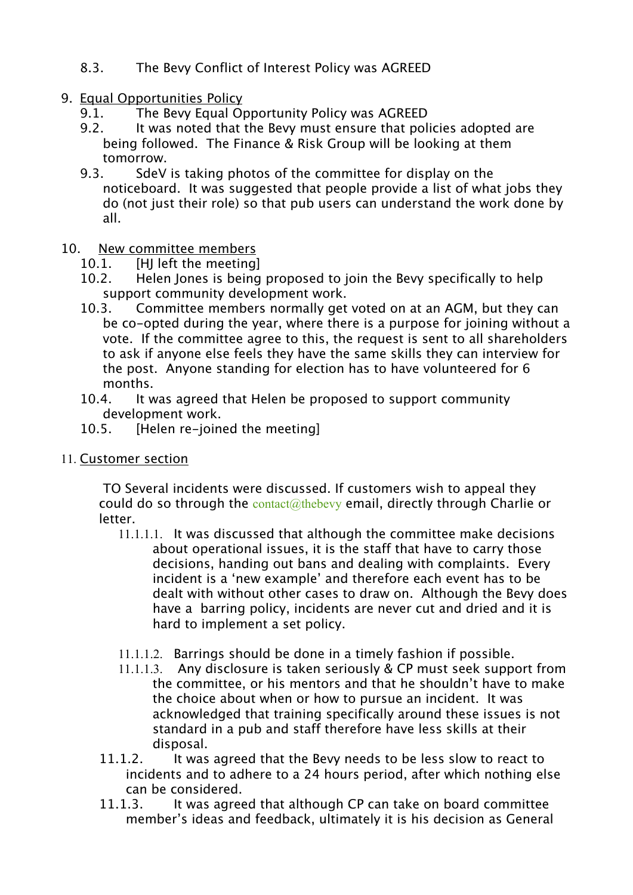8.3. The Bevy Conflict of Interest Policy was AGREED

9. Equal Opportunities Policy
   - 9.1. The Bevy Equal Opportunity Policy was AGREED
   - 9.2. It was noted that the Bevy must ensure that policies adopted are being followed. The Finance & Risk Group will be looking at them tomorrow.
   - 9.3. SdeV is taking photos of the committee for display on the noticeboard. It was suggested that people provide a list of what jobs they do (not just their role) so that pub users can understand the work done by all.

10. New committee members
    - 10.1. [HJ left the meeting]
    - 10.2. Helen Jones is being proposed to join the Bevy specifically to help support community development work.
    - 10.3. Committee members normally get voted on at an AGM, but they can be co-opted during the year, where there is a purpose for joining without a vote. If the committee agree to this, the request is sent to all shareholders to ask if anyone else feels they have the same skills they can interview for the post. Anyone standing for election has to have volunteered for 6 months.
    - 10.4. It was agreed that Helen be proposed to support community development work.
    - 10.5. [Helen re-joined the meeting]

11. Customer section

    TO Several incidents were discussed. If customers wish to appeal they could do so through the contact@thebevy email, directly through Charlie or letter.

    - 11.1.1.1. It was discussed that although the committee make decisions about operational issues, it is the staff that have to carry those decisions, handing out bans and dealing with complaints. Every incident is a 'new example' and therefore each event has to be dealt with without other cases to draw on. Although the Bevy does have a barring policy, incidents are never cut and dried and it is hard to implement a set policy.
    - 11.1.1.2. Barrings should be done in a timely fashion if possible.
    - 11.1.1.3. Any disclosure is taken seriously & CP must seek support from the committee, or his mentors and that he shouldn't have to make the choice about when or how to pursue an incident. It was acknowledged that training specifically around these issues is not standard in a pub and staff therefore have less skills at their disposal.
    - 11.1.2. It was agreed that the Bevy needs to be less slow to react to incidents and to adhere to a 24 hours period, after which nothing else can be considered.
    - 11.1.3. It was agreed that although CP can take on board committee member's ideas and feedback, ultimately it is his decision as General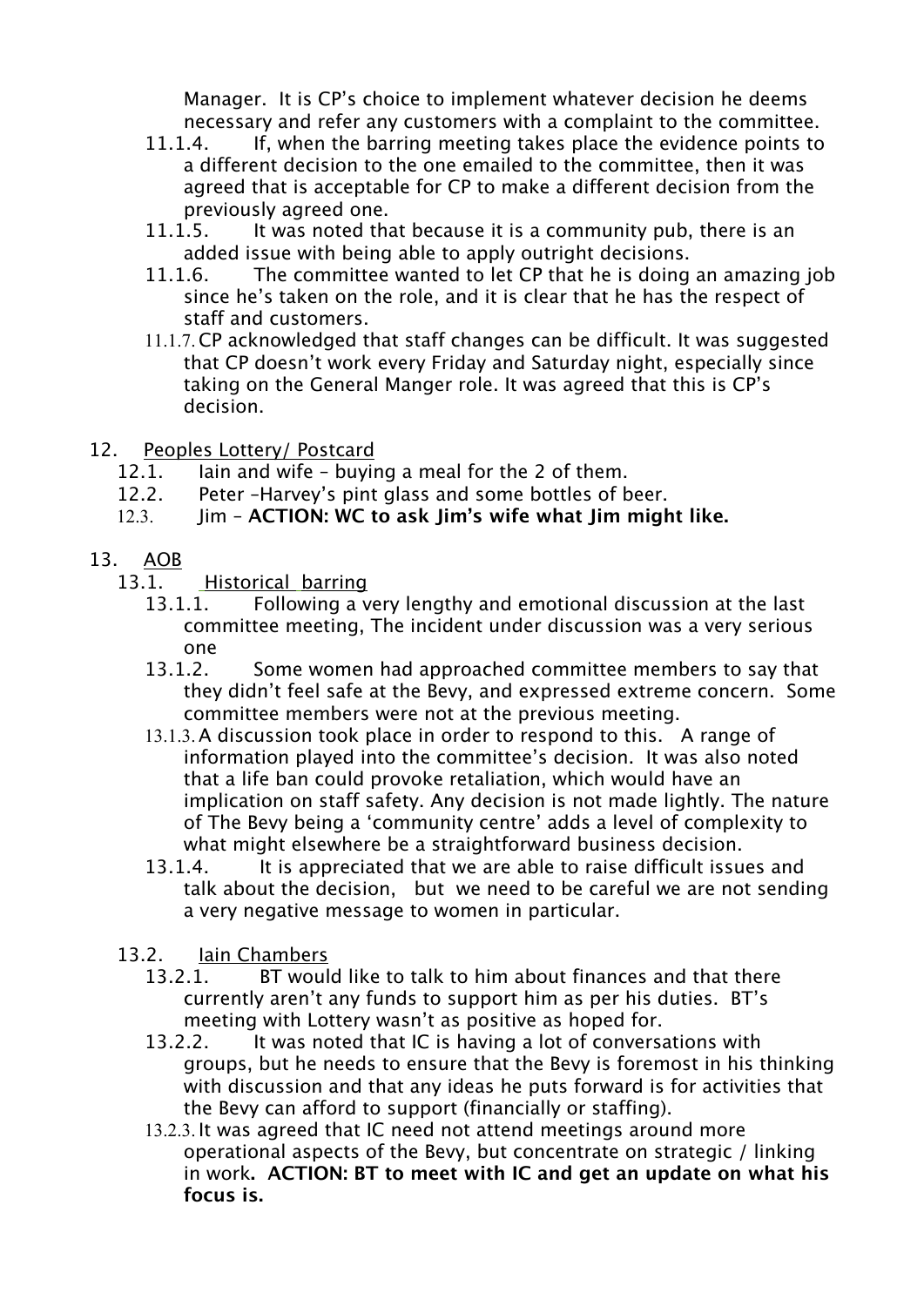Manager. It is CP's choice to implement whatever decision he deems necessary and refer any customers with a complaint to the committee.

- 11.1.4. If, when the barring meeting takes place the evidence points to a different decision to the one emailed to the committee, then it was agreed that is acceptable for CP to make a different decision from the previously agreed one.
- 11.1.5. It was noted that because it is a community pub, there is an added issue with being able to apply outright decisions.
- 11.1.6. The committee wanted to let CP that he is doing an amazing job since he's taken on the role, and it is clear that he has the respect of staff and customers.
- 11.1.7. CP acknowledged that staff changes can be difficult. It was suggested that CP doesn't work every Friday and Saturday night, especially since taking on the General Manger role. It was agreed that this is CP's decision.

12. <u>Peoples Lottery/ Postcard</u>
    - 12.1. Iain and wife – buying a meal for the 2 of them.
    - 12.2. Peter –Harvey's pint glass and some bottles of beer.
    - 12.3. Jim – **ACTION: WC to ask Jim's wife what Jim might like.**

13. <u>AOB</u>
    - 13.1. <u>Historical barring</u>
        - 13.1.1. Following a very lengthy and emotional discussion at the last committee meeting, The incident under discussion was a very serious one
        - 13.1.2. Some women had approached committee members to say that they didn't feel safe at the Bevy, and expressed extreme concern. Some committee members were not at the previous meeting.
        - 13.1.3. A discussion took place in order to respond to this. A range of information played into the committee's decision. It was also noted that a life ban could provoke retaliation, which would have an implication on staff safety. Any decision is not made lightly. The nature of The Bevy being a 'community centre' adds a level of complexity to what might elsewhere be a straightforward business decision.
        - 13.1.4. It is appreciated that we are able to raise difficult issues and talk about the decision, but we need to be careful we are not sending a very negative message to women in particular.
    - 13.2. <u>Iain Chambers</u>
        - 13.2.1. BT would like to talk to him about finances and that there currently aren't any funds to support him as per his duties. BT's meeting with Lottery wasn't as positive as hoped for.
        - 13.2.2. It was noted that IC is having a lot of conversations with groups, but he needs to ensure that the Bevy is foremost in his thinking with discussion and that any ideas he puts forward is for activities that the Bevy can afford to support (financially or staffing).
        - 13.2.3. It was agreed that IC need not attend meetings around more operational aspects of the Bevy, but concentrate on strategic / linking in work**. ACTION: BT to meet with IC and get an update on what his focus is.**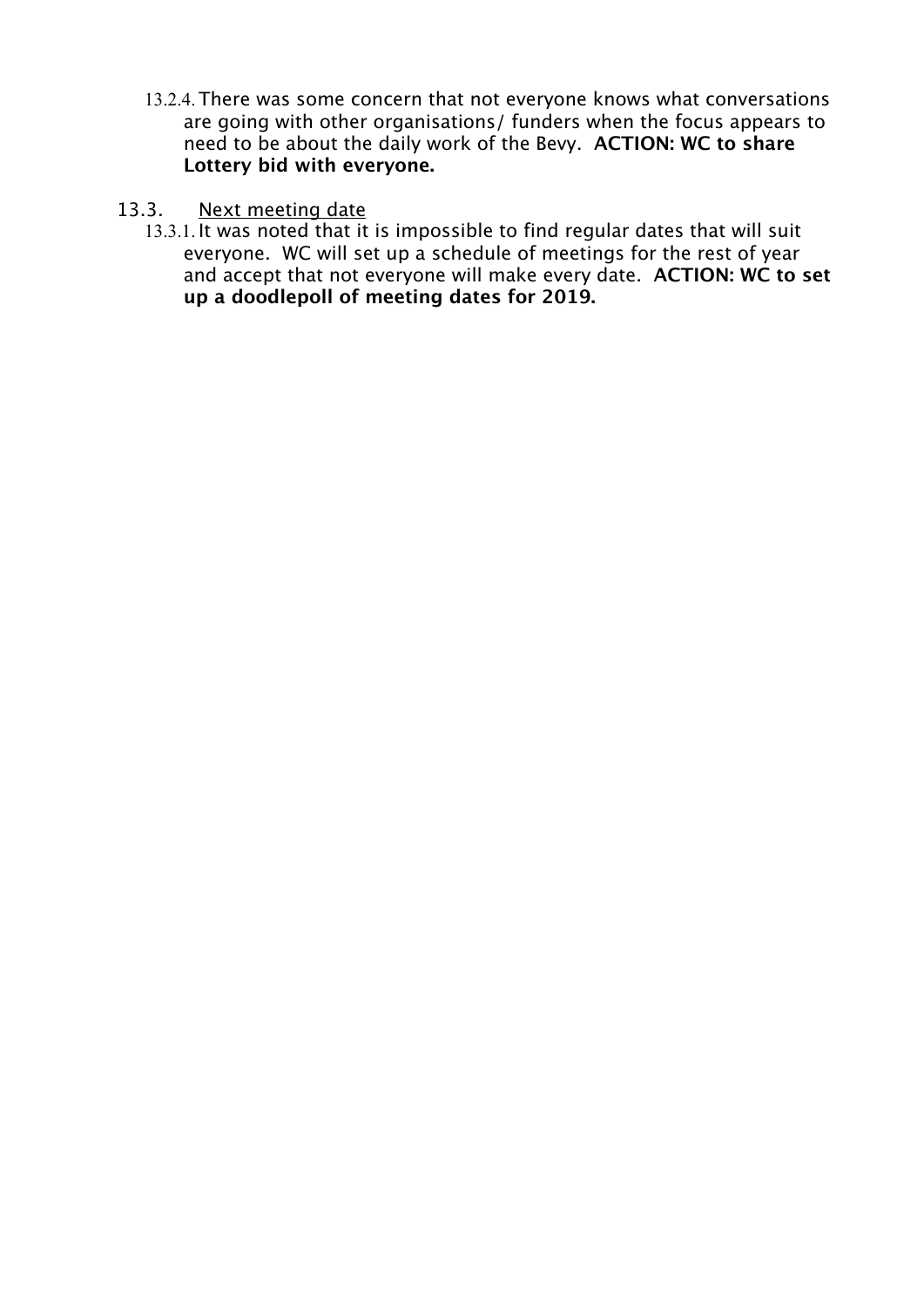13.2.4. There was some concern that not everyone knows what conversations are going with other organisations/ funders when the focus appears to need to be about the daily work of the Bevy. **ACTION: WC to share Lottery bid with everyone.**

13.3. <u>Next meeting date</u>

13.3.1. It was noted that it is impossible to find regular dates that will suit everyone. WC will set up a schedule of meetings for the rest of year and accept that not everyone will make every date. **ACTION: WC to set up a doodlepoll of meeting dates for 2019.**